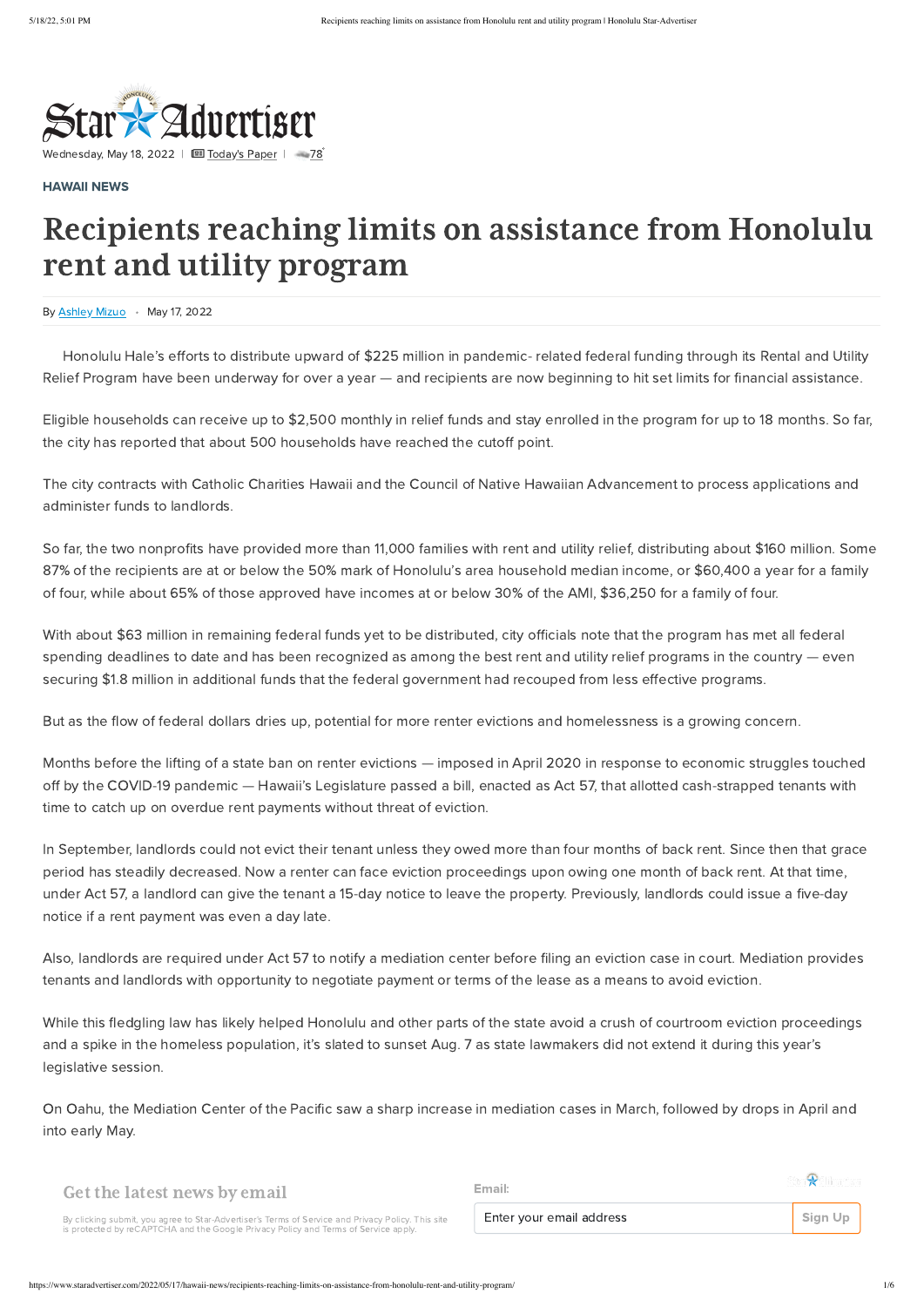Star-Advertiser

Wednesday, May 18, 2022 | Today's Paper | 78°

HAWAII NEWS

# Recipients reaching limits on assistance from Honolulu rent and utility program

By Ashley Mizuo • May 17, 2022

Honolulu Hale's efforts to distribute upward of $225 million in pandemic- related federal funding through its Rental and Utility Relief Program have been underway for over a year — and recipients are now beginning to hit set limits for financial assistance.

Eligible households can receive up to $2,500 monthly in relief funds and stay enrolled in the program for up to 18 months. So far, the city has reported that about 500 households have reached the cutoff point.

The city contracts with Catholic Charities Hawaii and the Council of Native Hawaiian Advancement to process applications and administer funds to landlords.

So far, the two nonprofits have provided more than 11,000 families with rent and utility relief, distributing about $160 million. Some 87% of the recipients are at or below the 50% mark of Honolulu's area household median income, or $60,400 a year for a family of four, while about 65% of those approved have incomes at or below 30% of the AMI, $36,250 for a family of four.

With about $63 million in remaining federal funds yet to be distributed, city officials note that the program has met all federal spending deadlines to date and has been recognized as among the best rent and utility relief programs in the country — even securing $1.8 million in additional funds that the federal government had recouped from less effective programs.

But as the flow of federal dollars dries up, potential for more renter evictions and homelessness is a growing concern.

Months before the lifting of a state ban on renter evictions — imposed in April 2020 in response to economic struggles touched off by the COVID-19 pandemic — Hawaii's Legislature passed a bill, enacted as Act 57, that allotted cash-strapped tenants with time to catch up on overdue rent payments without threat of eviction.

In September, landlords could not evict their tenant unless they owed more than four months of back rent. Since then that grace period has steadily decreased. Now a renter can face eviction proceedings upon owing one month of back rent. At that time, under Act 57, a landlord can give the tenant a 15-day notice to leave the property. Previously, landlords could issue a five-day notice if a rent payment was even a day late.

Also, landlords are required under Act 57 to notify a mediation center before filing an eviction case in court. Mediation provides tenants and landlords with opportunity to negotiate payment or terms of the lease as a means to avoid eviction.

While this fledgling law has likely helped Honolulu and other parts of the state avoid a crush of courtroom eviction proceedings and a spike in the homeless population, it's slated to sunset Aug. 7 as state lawmakers did not extend it during this year's legislative session.

On Oahu, the Mediation Center of the Pacific saw a sharp increase in mediation cases in March, followed by drops in April and into early May.

Get the latest news by email

By clicking submit, you agree to Star-Advertiser's Terms of Service and Privacy Policy. This site is protected by reCAPTCHA and the Google Privacy Policy and Terms of Service apply.

Email:

Enter your email address

Sign Up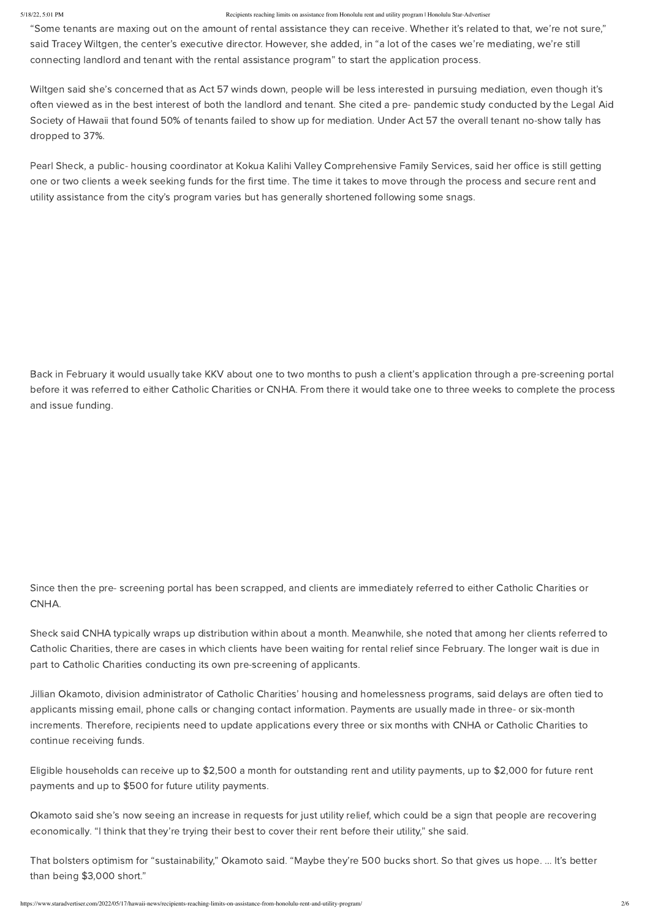"Some tenants are maxing out on the amount of rental assistance they can receive. Whether it's related to that, we're not sure," said Tracey Wiltgen, the center's executive director. However, she added, in "a lot of the cases we're mediating, we're still connecting landlord and tenant with the rental assistance program" to start the application process.

Wiltgen said she's concerned that as Act 57 winds down, people will be less interested in pursuing mediation, even though it's often viewed as in the best interest of both the landlord and tenant. She cited a pre- pandemic study conducted by the Legal Aid Society of Hawaii that found 50% of tenants failed to show up for mediation. Under Act 57 the overall tenant no-show tally has dropped to 37%.

Pearl Sheck, a public- housing coordinator at Kokua Kalihi Valley Comprehensive Family Services, said her office is still getting one or two clients a week seeking funds for the first time. The time it takes to move through the process and secure rent and utility assistance from the city's program varies but has generally shortened following some snags.

Back in February it would usually take KKV about one to two months to push a client's application through a pre-screening portal before it was referred to either Catholic Charities or CNHA. From there it would take one to three weeks to complete the process and issue funding.

Since then the pre- screening portal has been scrapped, and clients are immediately referred to either Catholic Charities or CNHA.

Sheck said CNHA typically wraps up distribution within about a month. Meanwhile, she noted that among her clients referred to Catholic Charities, there are cases in which clients have been waiting for rental relief since February. The longer wait is due in part to Catholic Charities conducting its own pre-screening of applicants.

Jillian Okamoto, division administrator of Catholic Charities' housing and homelessness programs, said delays are often tied to applicants missing email, phone calls or changing contact information. Payments are usually made in three- or six-month increments. Therefore, recipients need to update applications every three or six months with CNHA or Catholic Charities to continue receiving funds.

Eligible households can receive up to $2,500 a month for outstanding rent and utility payments, up to $2,000 for future rent payments and up to $500 for future utility payments.

Okamoto said she's now seeing an increase in requests for just utility relief, which could be a sign that people are recovering economically. "I think that they're trying their best to cover their rent before their utility," she said.

That bolsters optimism for "sustainability," Okamoto said. "Maybe they're 500 bucks short. So that gives us hope. ... It's better than being $3,000 short."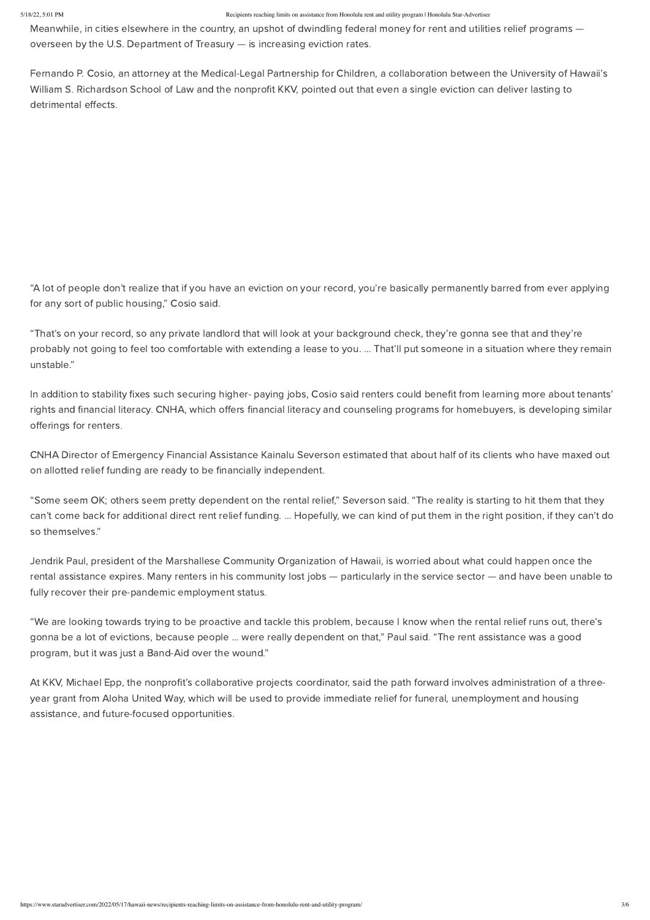Meanwhile, in cities elsewhere in the country, an upshot of dwindling federal money for rent and utilities relief programs — overseen by the U.S. Department of Treasury — is increasing eviction rates.

Fernando P. Cosio, an attorney at the Medical-Legal Partnership for Children, a collaboration between the University of Hawaii's William S. Richardson School of Law and the nonprofit KKV, pointed out that even a single eviction can deliver lasting to detrimental effects.

"A lot of people don't realize that if you have an eviction on your record, you're basically permanently barred from ever applying for any sort of public housing," Cosio said.

"That's on your record, so any private landlord that will look at your background check, they're gonna see that and they're probably not going to feel too comfortable with extending a lease to you. … That'll put someone in a situation where they remain unstable."

In addition to stability fixes such securing higher- paying jobs, Cosio said renters could benefit from learning more about tenants' rights and financial literacy. CNHA, which offers financial literacy and counseling programs for homebuyers, is developing similar offerings for renters.

CNHA Director of Emergency Financial Assistance Kainalu Severson estimated that about half of its clients who have maxed out on allotted relief funding are ready to be financially independent.

"Some seem OK; others seem pretty dependent on the rental relief," Severson said. "The reality is starting to hit them that they can't come back for additional direct rent relief funding. … Hopefully, we can kind of put them in the right position, if they can't do so themselves."

Jendrik Paul, president of the Marshallese Community Organization of Hawaii, is worried about what could happen once the rental assistance expires. Many renters in his community lost jobs — particularly in the service sector — and have been unable to fully recover their pre-pandemic employment status.

"We are looking towards trying to be proactive and tackle this problem, because I know when the rental relief runs out, there's gonna be a lot of evictions, because people … were really dependent on that," Paul said. "The rent assistance was a good program, but it was just a Band-Aid over the wound."

At KKV, Michael Epp, the nonprofit's collaborative projects coordinator, said the path forward involves administration of a three-year grant from Aloha United Way, which will be used to provide immediate relief for funeral, unemployment and housing assistance, and future-focused opportunities.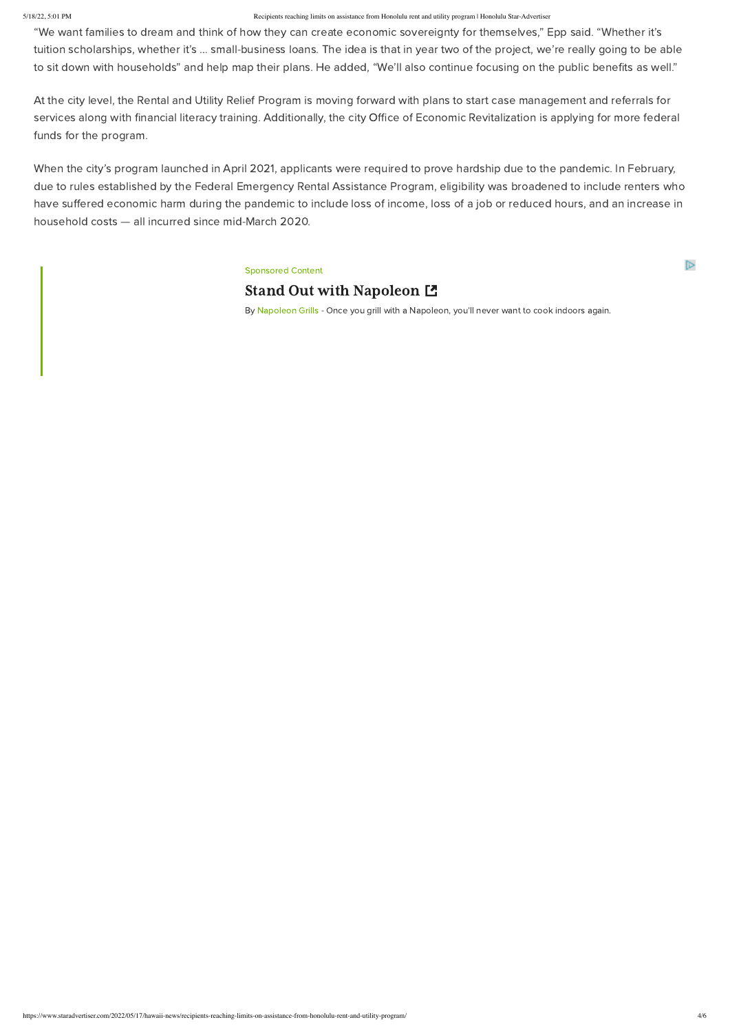"We want families to dream and think of how they can create economic sovereignty for themselves," Epp said. "Whether it's tuition scholarships, whether it's … small-business loans. The idea is that in year two of the project, we're really going to be able to sit down with households" and help map their plans. He added, "We'll also continue focusing on the public benefits as well."

At the city level, the Rental and Utility Relief Program is moving forward with plans to start case management and referrals for services along with financial literacy training. Additionally, the city Office of Economic Revitalization is applying for more federal funds for the program.

When the city's program launched in April 2021, applicants were required to prove hardship due to the pandemic. In February, due to rules established by the Federal Emergency Rental Assistance Program, eligibility was broadened to include renters who have suffered economic harm during the pandemic to include loss of income, loss of a job or reduced hours, and an increase in household costs — all incurred since mid-March 2020.

Sponsored Content

**Stand Out with Napoleon**

By Napoleon Grills - Once you grill with a Napoleon, you'll never want to cook indoors again.